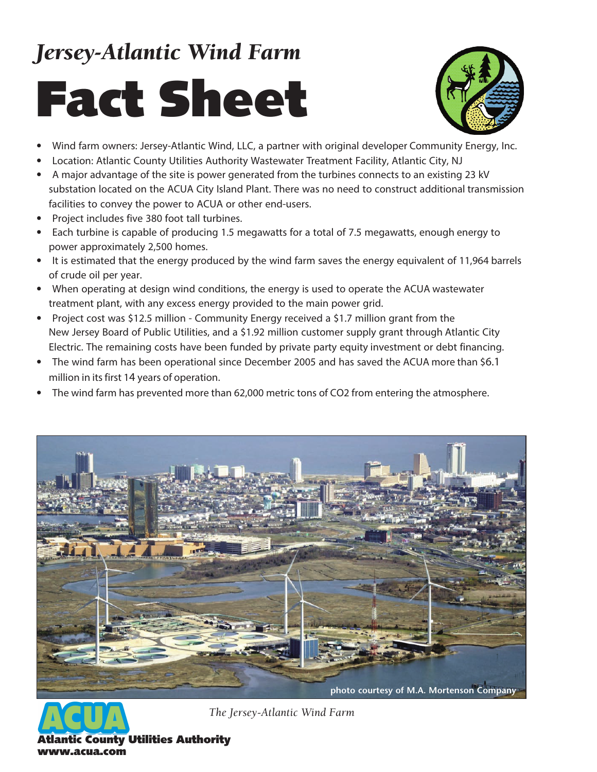*Jersey-Atlantic Wind Farm*

# Fact Sheet

- Wind farm owners: Jersey-Atlantic Wind, LLC, a partner with original developer Community Energy, Inc.
- Location: Atlantic County Utilities Authority Wastewater Treatment Facility, Atlantic City, NJ
- A major advantage of the site is power generated from the turbines connects to an existing 23 kV substation located on the ACUA City Island Plant. There was no need to construct additional transmission facilities to convey the power to ACUA or other end-users.
- Project includes five 380 foot tall turbines.
- Each turbine is capable of producing 1.5 megawatts for a total of 7.5 megawatts, enough energy to power approximately 2,500 homes.
- It is estimated that the energy produced by the wind farm saves the energy equivalent of 11,964 barrels of crude oil per year.
- When operating at design wind conditions, the energy is used to operate the ACUA wastewater treatment plant, with any excess energy provided to the main power grid.
- Project cost was $12.5 million - Community Energy received a $1.7 million grant from the New Jersey Board of Public Utilities, and a $1.92 million customer supply grant through Atlantic City Electric. The remaining costs have been funded by private party equity investment or debt financing.
- The wind farm has been operational since December 2005 and has saved the ACUA more than $6.1 million in its first 14 years of operation.
- The wind farm has prevented more than 62,000 metric tons of $CO_2$ from entering the atmosphere.

photo courtesy of M.A. Mortenson Company

*The Jersey-Atlantic Wind Farm*

**ACUA**
**Atlantic County Utilities Authority**
**www.acua.com**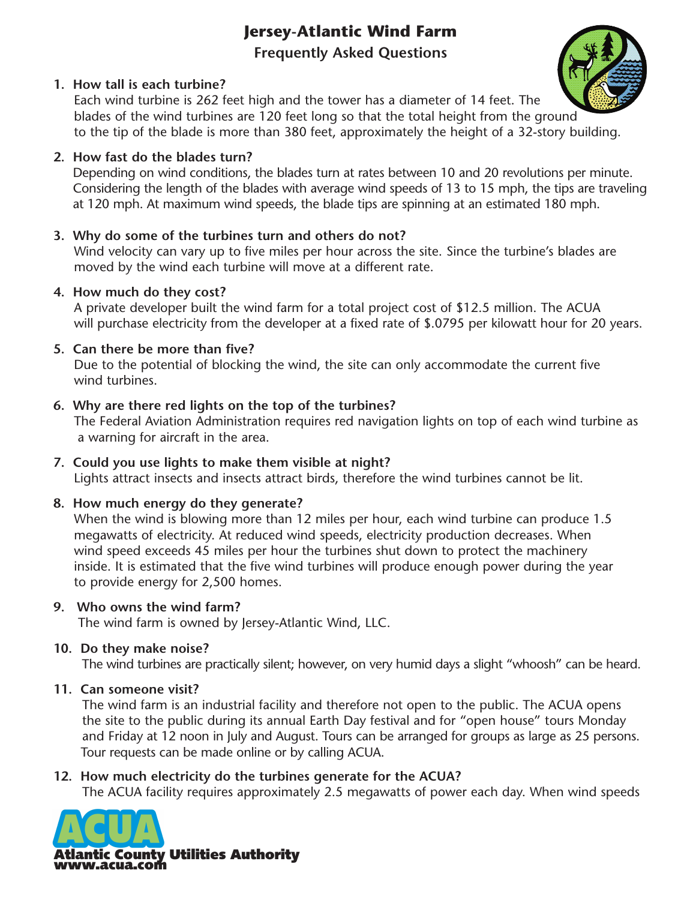# Jersey-Atlantic Wind Farm

## Frequently Asked Questions

1. **How tall is each turbine?**
   Each wind turbine is 262 feet high and the tower has a diameter of 14 feet. The blades of the wind turbines are 120 feet long so that the total height from the ground to the tip of the blade is more than 380 feet, approximately the height of a 32-story building.

2. **How fast do the blades turn?**
   Depending on wind conditions, the blades turn at rates between 10 and 20 revolutions per minute. Considering the length of the blades with average wind speeds of 13 to 15 mph, the tips are traveling at 120 mph. At maximum wind speeds, the blade tips are spinning at an estimated 180 mph.

3. **Why do some of the turbines turn and others do not?**
   Wind velocity can vary up to five miles per hour across the site. Since the turbine's blades are moved by the wind each turbine will move at a different rate.

4. **How much do they cost?**
   A private developer built the wind farm for a total project cost of $12.5 million. The ACUA will purchase electricity from the developer at a fixed rate of $.0795 per kilowatt hour for 20 years.

5. **Can there be more than five?**
   Due to the potential of blocking the wind, the site can only accommodate the current five wind turbines.

6. **Why are there red lights on the top of the turbines?**
   The Federal Aviation Administration requires red navigation lights on top of each wind turbine as a warning for aircraft in the area.

7. **Could you use lights to make them visible at night?**
   Lights attract insects and insects attract birds, therefore the wind turbines cannot be lit.

8. **How much energy do they generate?**
   When the wind is blowing more than 12 miles per hour, each wind turbine can produce 1.5 megawatts of electricity. At reduced wind speeds, electricity production decreases. When wind speed exceeds 45 miles per hour the turbines shut down to protect the machinery inside. It is estimated that the five wind turbines will produce enough power during the year to provide energy for 2,500 homes.

9. **Who owns the wind farm?**
   The wind farm is owned by Jersey-Atlantic Wind, LLC.

10. **Do they make noise?**
    The wind turbines are practically silent; however, on very humid days a slight "whoosh" can be heard.

11. **Can someone visit?**
    The wind farm is an industrial facility and therefore not open to the public. The ACUA opens the site to the public during its annual Earth Day festival and for "open house" tours Monday and Friday at 12 noon in July and August. Tours can be arranged for groups as large as 25 persons. Tour requests can be made online or by calling ACUA.

12. **How much electricity do the turbines generate for the ACUA?**
    The ACUA facility requires approximately 2.5 megawatts of power each day. When wind speeds

**Atlantic County Utilities Authority**
**www.acua.com**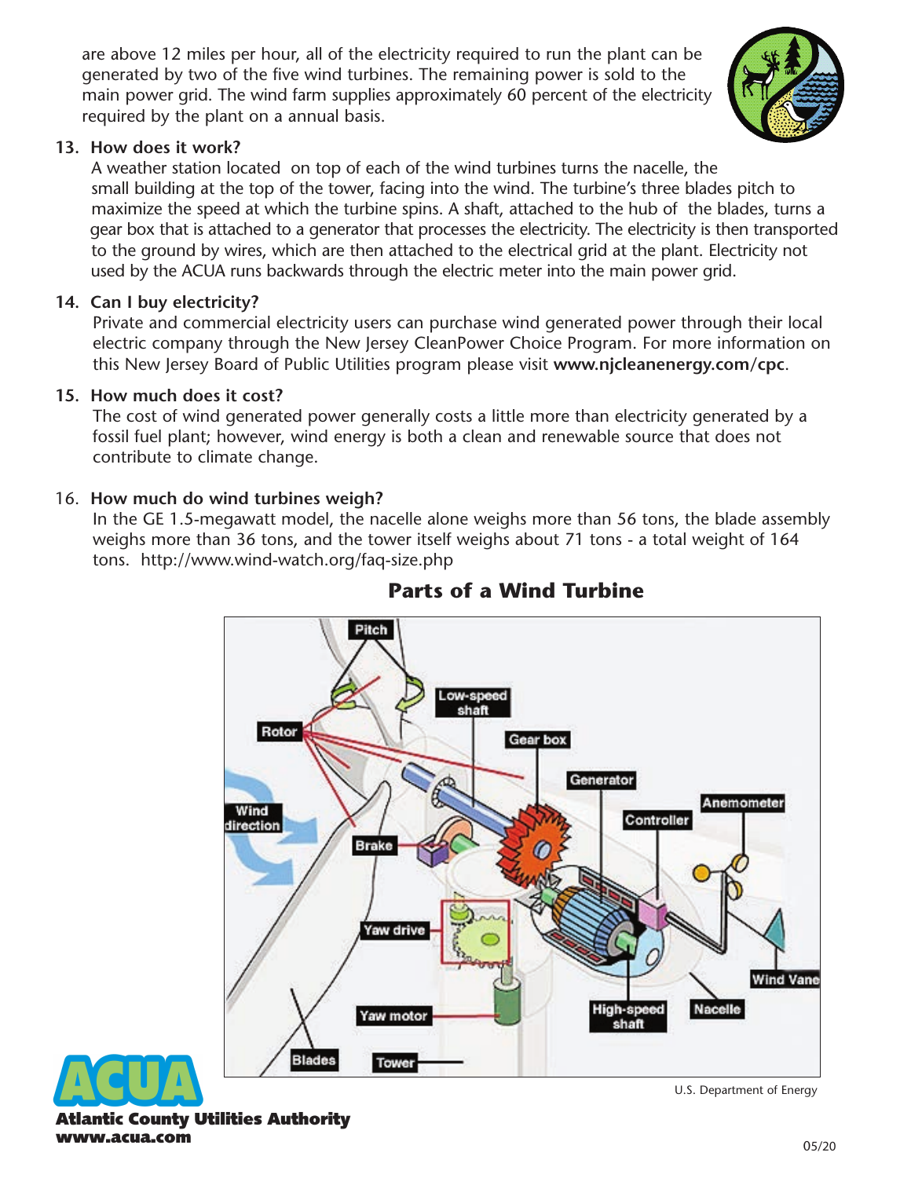are above 12 miles per hour, all of the electricity required to run the plant can be generated by two of the five wind turbines. The remaining power is sold to the main power grid. The wind farm supplies approximately 60 percent of the electricity required by the plant on a annual basis.

**13. How does it work?**

A weather station located on top of each of the wind turbines turns the nacelle, the small building at the top of the tower, facing into the wind. The turbine's three blades pitch to maximize the speed at which the turbine spins. A shaft, attached to the hub of the blades, turns a gear box that is attached to a generator that processes the electricity. The electricity is then transported to the ground by wires, which are then attached to the electrical grid at the plant. Electricity not used by the ACUA runs backwards through the electric meter into the main power grid.

**14. Can I buy electricity?**

Private and commercial electricity users can purchase wind generated power through their local electric company through the New Jersey CleanPower Choice Program. For more information on this New Jersey Board of Public Utilities program please visit **www.njcleanenergy.com/cpc**.

**15. How much does it cost?**

The cost of wind generated power generally costs a little more than electricity generated by a fossil fuel plant; however, wind energy is both a clean and renewable source that does not contribute to climate change.

16. **How much do wind turbines weigh?**

In the GE 1.5-megawatt model, the nacelle alone weighs more than 56 tons, the blade assembly weighs more than 36 tons, and the tower itself weighs about 71 tons - a total weight of 164 tons. http://www.wind-watch.org/faq-size.php

## Parts of a Wind Turbine

Pitch
Low-speed shaft
Rotor
Gear box
Generator
Anemometer
Controller
Wind direction
Brake
Yaw drive
Wind Vane
Yaw motor
High-speed shaft
Nacelle
Blades
Tower

U.S. Department of Energy

**Atlantic County Utilities Authority**
**www.acua.com**

05/20